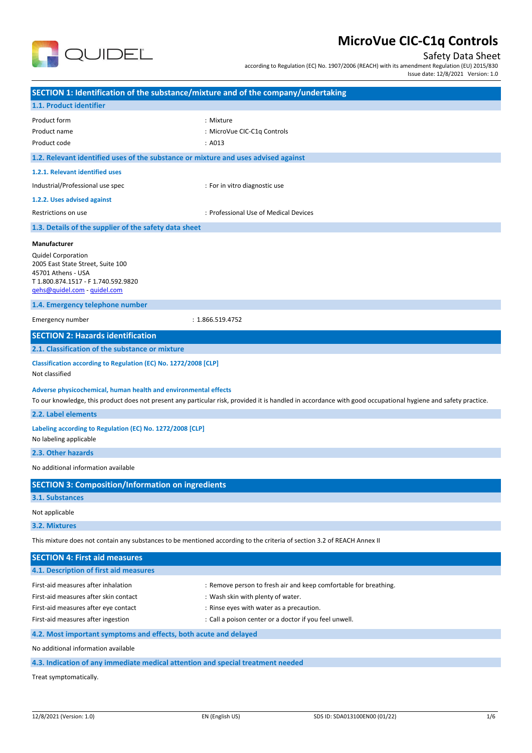# MicroVue CIC-C1q Controls

Safety Data Sheet

according to Regulation (EC) No. 1907/2006 (REACH) with its amendment Regulation (EU) 2015/830

Issue date: 12/8/2021 Version: 1.0

## SECTION 1: Identification of the substance/mixture and of the company/undertaking

### 1.1. Product identifier

| | |
|---|---|
| Product form | : Mixture |
| Product name | : MicroVue CIC-C1q Controls |
| Product code | : A013 |

### 1.2. Relevant identified uses of the substance or mixture and uses advised against

#### 1.2.1. Relevant identified uses

| | |
|---|---|
| Industrial/Professional use spec | : For in vitro diagnostic use |

#### 1.2.2. Uses advised against

| | |
|---|---|
| Restrictions on use | : Professional Use of Medical Devices |

### 1.3. Details of the supplier of the safety data sheet

**Manufacturer**

Quidel Corporation
2005 East State Street, Suite 100
45701 Athens - USA
T 1.800.874.1517 - F 1.740.592.9820
qehs@quidel.com - quidel.com

### 1.4. Emergency telephone number

| | |
|---|---|
| Emergency number | : 1.866.519.4752 |

## SECTION 2: Hazards identification

### 2.1. Classification of the substance or mixture

**Classification according to Regulation (EC) No. 1272/2008 [CLP]**

Not classified

**Adverse physicochemical, human health and environmental effects**

To our knowledge, this product does not present any particular risk, provided it is handled in accordance with good occupational hygiene and safety practice.

### 2.2. Label elements

**Labeling according to Regulation (EC) No. 1272/2008 [CLP]**

No labeling applicable

### 2.3. Other hazards

No additional information available

## SECTION 3: Composition/Information on ingredients

### 3.1. Substances

Not applicable

### 3.2. Mixtures

This mixture does not contain any substances to be mentioned according to the criteria of section 3.2 of REACH Annex II

## SECTION 4: First aid measures

### 4.1. Description of first aid measures

| | |
|---|---|
| First-aid measures after inhalation | : Remove person to fresh air and keep comfortable for breathing. |
| First-aid measures after skin contact | : Wash skin with plenty of water. |
| First-aid measures after eye contact | : Rinse eyes with water as a precaution. |
| First-aid measures after ingestion | : Call a poison center or a doctor if you feel unwell. |

### 4.2. Most important symptoms and effects, both acute and delayed

No additional information available

### 4.3. Indication of any immediate medical attention and special treatment needed

Treat symptomatically.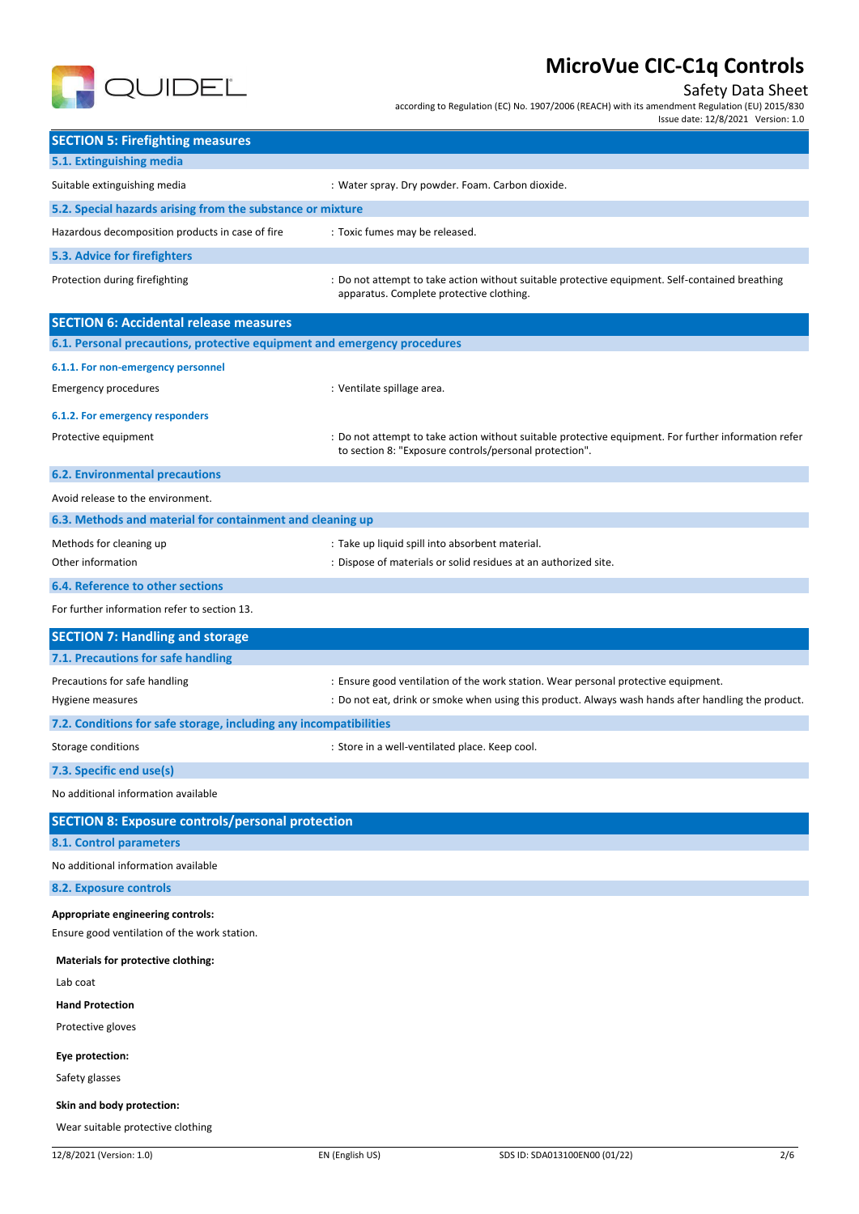## SECTION 5: Firefighting measures

### 5.1. Extinguishing media

Suitable extinguishing media : Water spray. Dry powder. Foam. Carbon dioxide.

### 5.2. Special hazards arising from the substance or mixture

Hazardous decomposition products in case of fire : Toxic fumes may be released.

### 5.3. Advice for firefighters

Protection during firefighting : Do not attempt to take action without suitable protective equipment. Self-contained breathing apparatus. Complete protective clothing.

## SECTION 6: Accidental release measures

### 6.1. Personal precautions, protective equipment and emergency procedures

#### 6.1.1. For non-emergency personnel

Emergency procedures : Ventilate spillage area.

#### 6.1.2. For emergency responders

Protective equipment : Do not attempt to take action without suitable protective equipment. For further information refer to section 8: "Exposure controls/personal protection".

### 6.2. Environmental precautions

Avoid release to the environment.

### 6.3. Methods and material for containment and cleaning up

Methods for cleaning up : Take up liquid spill into absorbent material.

Other information : Dispose of materials or solid residues at an authorized site.

### 6.4. Reference to other sections

For further information refer to section 13.

## SECTION 7: Handling and storage

### 7.1. Precautions for safe handling

Precautions for safe handling : Ensure good ventilation of the work station. Wear personal protective equipment.

Hygiene measures : Do not eat, drink or smoke when using this product. Always wash hands after handling the product.

### 7.2. Conditions for safe storage, including any incompatibilities

Storage conditions : Store in a well-ventilated place. Keep cool.

### 7.3. Specific end use(s)

No additional information available

## SECTION 8: Exposure controls/personal protection

### 8.1. Control parameters

No additional information available

### 8.2. Exposure controls

**Appropriate engineering controls:**

Ensure good ventilation of the work station.

**Materials for protective clothing:**

Lab coat

**Hand Protection**

Protective gloves

**Eye protection:**

Safety glasses

**Skin and body protection:**

Wear suitable protective clothing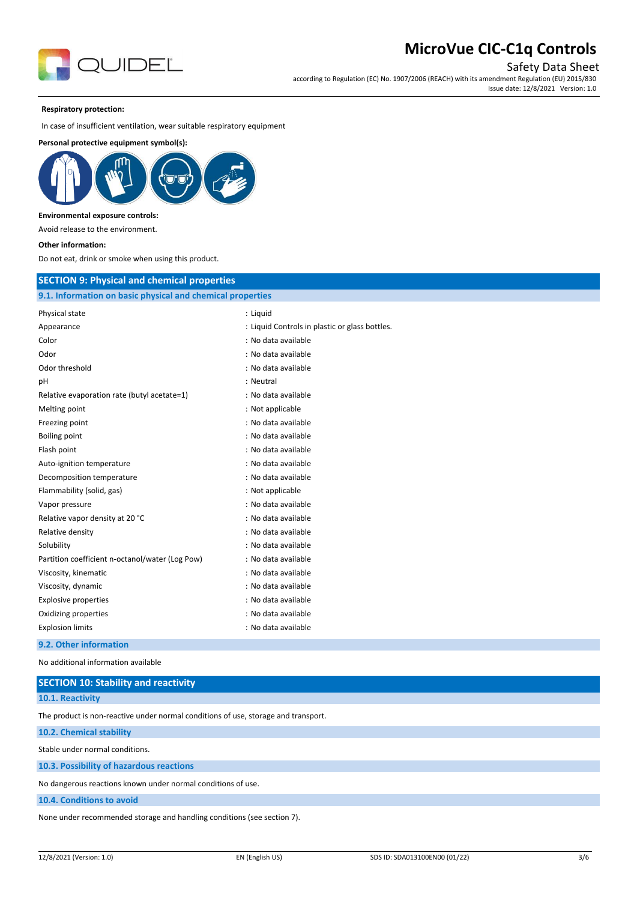**Respiratory protection:**

In case of insufficient ventilation, wear suitable respiratory equipment

**Personal protective equipment symbol(s):**

**Environmental exposure controls:**

Avoid release to the environment.

**Other information:**

Do not eat, drink or smoke when using this product.

## SECTION 9: Physical and chemical properties

### 9.1. Information on basic physical and chemical properties

| Property | Value |
|---|---|
| Physical state | : Liquid |
| Appearance | : Liquid Controls in plastic or glass bottles. |
| Color | : No data available |
| Odor | : No data available |
| Odor threshold | : No data available |
| pH | : Neutral |
| Relative evaporation rate (butyl acetate=1) | : No data available |
| Melting point | : Not applicable |
| Freezing point | : No data available |
| Boiling point | : No data available |
| Flash point | : No data available |
| Auto-ignition temperature | : No data available |
| Decomposition temperature | : No data available |
| Flammability (solid, gas) | : Not applicable |
| Vapor pressure | : No data available |
| Relative vapor density at 20 °C | : No data available |
| Relative density | : No data available |
| Solubility | : No data available |
| Partition coefficient n-octanol/water (Log Pow) | : No data available |
| Viscosity, kinematic | : No data available |
| Viscosity, dynamic | : No data available |
| Explosive properties | : No data available |
| Oxidizing properties | : No data available |
| Explosion limits | : No data available |

### 9.2. Other information

No additional information available

## SECTION 10: Stability and reactivity

### 10.1. Reactivity

The product is non-reactive under normal conditions of use, storage and transport.

### 10.2. Chemical stability

Stable under normal conditions.

### 10.3. Possibility of hazardous reactions

No dangerous reactions known under normal conditions of use.

### 10.4. Conditions to avoid

None under recommended storage and handling conditions (see section 7).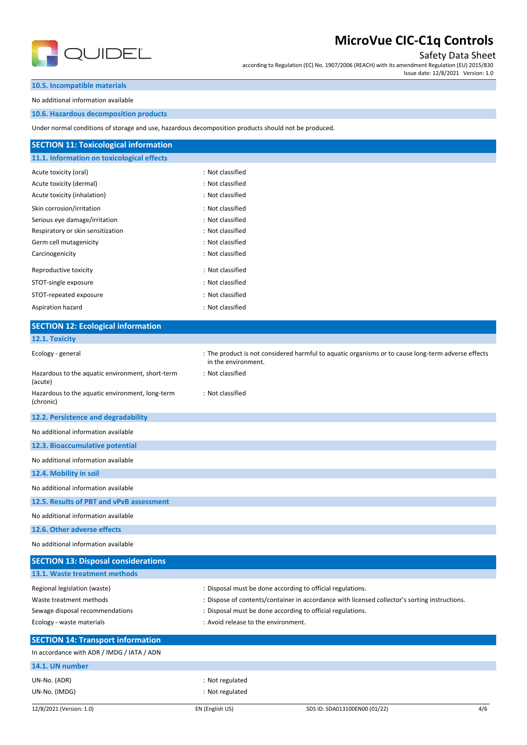### 10.5. Incompatible materials

No additional information available

### 10.6. Hazardous decomposition products

Under normal conditions of storage and use, hazardous decomposition products should not be produced.

## SECTION 11: Toxicological information

### 11.1. Information on toxicological effects

| | |
|---|---|
| Acute toxicity (oral) | : Not classified |
| Acute toxicity (dermal) | : Not classified |
| Acute toxicity (inhalation) | : Not classified |
| Skin corrosion/irritation | : Not classified |
| Serious eye damage/irritation | : Not classified |
| Respiratory or skin sensitization | : Not classified |
| Germ cell mutagenicity | : Not classified |
| Carcinogenicity | : Not classified |
| Reproductive toxicity | : Not classified |
| STOT-single exposure | : Not classified |
| STOT-repeated exposure | : Not classified |
| Aspiration hazard | : Not classified |

## SECTION 12: Ecological information

### 12.1. Toxicity

| | |
|---|---|
| Ecology - general | : The product is not considered harmful to aquatic organisms or to cause long-term adverse effects in the environment. |
| Hazardous to the aquatic environment, short-term (acute) | : Not classified |
| Hazardous to the aquatic environment, long-term (chronic) | : Not classified |

### 12.2. Persistence and degradability

No additional information available

### 12.3. Bioaccumulative potential

No additional information available

### 12.4. Mobility in soil

No additional information available

### 12.5. Results of PBT and vPvB assessment

No additional information available

### 12.6. Other adverse effects

No additional information available

## SECTION 13: Disposal considerations

### 13.1. Waste treatment methods

| | |
|---|---|
| Regional legislation (waste) | : Disposal must be done according to official regulations. |
| Waste treatment methods | : Dispose of contents/container in accordance with licensed collector's sorting instructions. |
| Sewage disposal recommendations | : Disposal must be done according to official regulations. |
| Ecology - waste materials | : Avoid release to the environment. |

## SECTION 14: Transport information

In accordance with ADR / IMDG / IATA / ADN

### 14.1. UN number

| | |
|---|---|
| UN-No. (ADR) | : Not regulated |
| UN-No. (IMDG) | : Not regulated |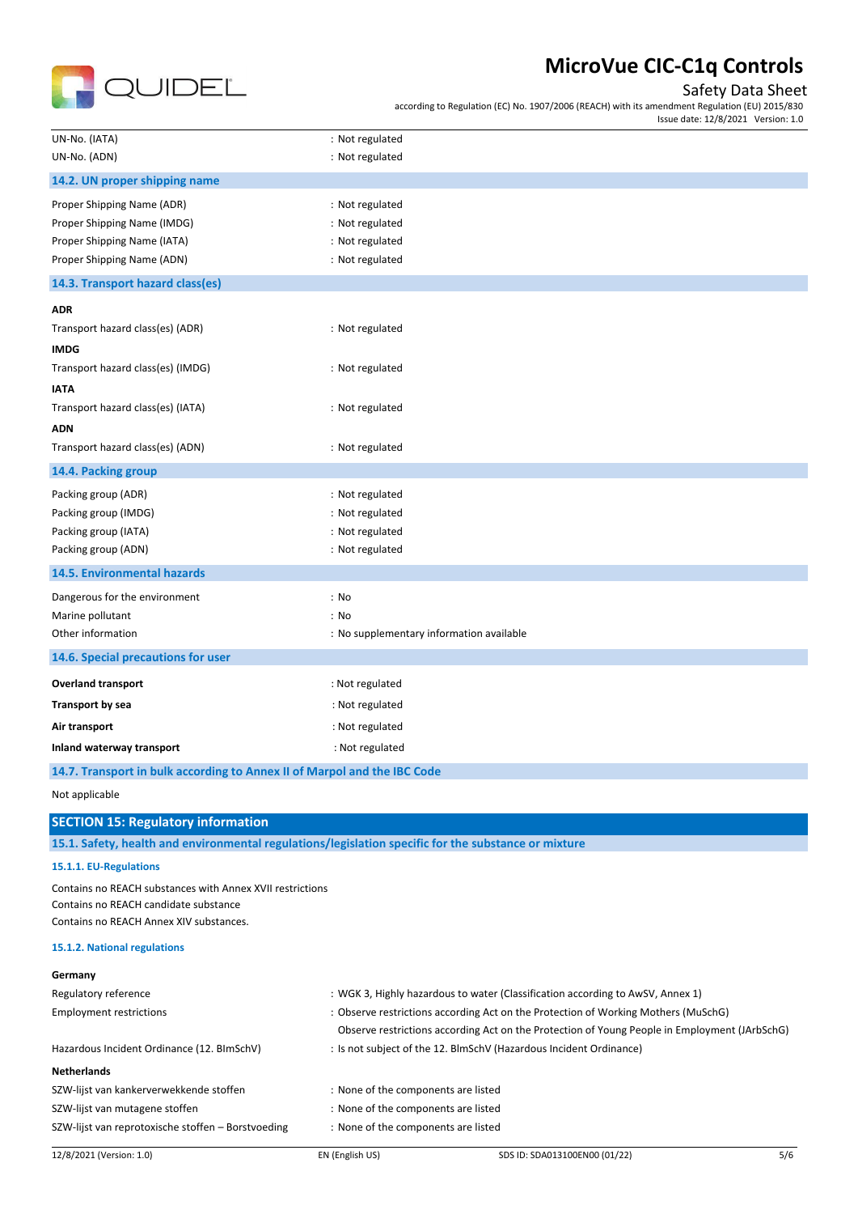| | |
|---|---|
| UN-No. (IATA) | : Not regulated |
| UN-No. (ADN) | : Not regulated |

### 14.2. UN proper shipping name

| | |
|---|---|
| Proper Shipping Name (ADR) | : Not regulated |
| Proper Shipping Name (IMDG) | : Not regulated |
| Proper Shipping Name (IATA) | : Not regulated |
| Proper Shipping Name (ADN) | : Not regulated |

### 14.3. Transport hazard class(es)

**ADR**

| | |
|---|---|
| Transport hazard class(es) (ADR) | : Not regulated |

**IMDG**

| | |
|---|---|
| Transport hazard class(es) (IMDG) | : Not regulated |

**IATA**

| | |
|---|---|
| Transport hazard class(es) (IATA) | : Not regulated |

**ADN**

| | |
|---|---|
| Transport hazard class(es) (ADN) | : Not regulated |

### 14.4. Packing group

| | |
|---|---|
| Packing group (ADR) | : Not regulated |
| Packing group (IMDG) | : Not regulated |
| Packing group (IATA) | : Not regulated |
| Packing group (ADN) | : Not regulated |

### 14.5. Environmental hazards

| | |
|---|---|
| Dangerous for the environment | : No |
| Marine pollutant | : No |
| Other information | : No supplementary information available |

### 14.6. Special precautions for user

| | |
|---|---|
| **Overland transport** | : Not regulated |
| **Transport by sea** | : Not regulated |
| **Air transport** | : Not regulated |
| **Inland waterway transport** | : Not regulated |

### 14.7. Transport in bulk according to Annex II of Marpol and the IBC Code

Not applicable

## SECTION 15: Regulatory information

### 15.1. Safety, health and environmental regulations/legislation specific for the substance or mixture

#### 15.1.1. EU-Regulations

Contains no REACH substances with Annex XVII restrictions
Contains no REACH candidate substance
Contains no REACH Annex XIV substances.

#### 15.1.2. National regulations

**Germany**

| | |
|---|---|
| Regulatory reference | : WGK 3, Highly hazardous to water (Classification according to AwSV, Annex 1) |
| Employment restrictions | : Observe restrictions according Act on the Protection of Working Mothers (MuSchG) <br> Observe restrictions according Act on the Protection of Young People in Employment (JArbSchG) |
| Hazardous Incident Ordinance (12. BImSchV) | : Is not subject of the 12. BlmSchV (Hazardous Incident Ordinance) |

**Netherlands**

| | |
|---|---|
| SZW-lijst van kankerverwekkende stoffen | : None of the components are listed |
| SZW-lijst van mutagene stoffen | : None of the components are listed |
| SZW-lijst van reprotoxische stoffen – Borstvoeding | : None of the components are listed |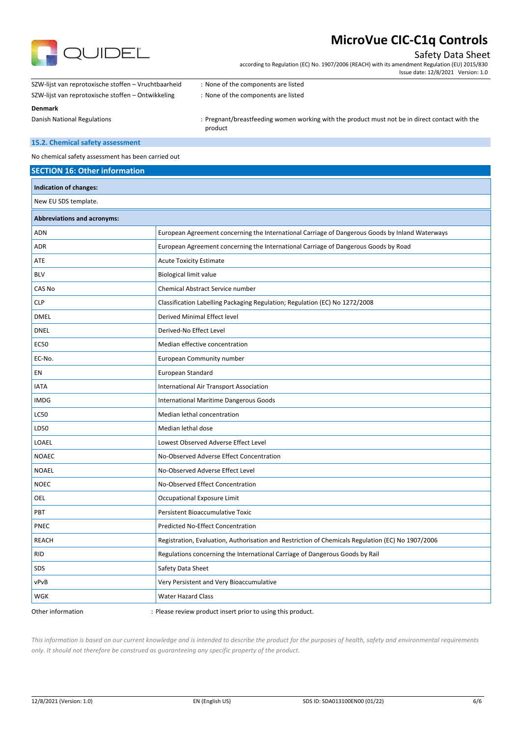| | |
|---|---|
| SZW-lijst van reprotoxische stoffen – Vruchtbaarheid | : None of the components are listed |
| SZW-lijst van reprotoxische stoffen – Ontwikkeling | : None of the components are listed |

**Denmark**

| | |
|---|---|
| Danish National Regulations | : Pregnant/breastfeeding women working with the product must not be in direct contact with the product |

### 15.2. Chemical safety assessment

No chemical safety assessment has been carried out

## SECTION 16: Other information

**Indication of changes:**

New EU SDS template.

**Abbreviations and acronyms:**

| | |
|---|---|
| ADN | European Agreement concerning the International Carriage of Dangerous Goods by Inland Waterways |
| ADR | European Agreement concerning the International Carriage of Dangerous Goods by Road |
| ATE | Acute Toxicity Estimate |
| BLV | Biological limit value |
| CAS No | Chemical Abstract Service number |
| CLP | Classification Labelling Packaging Regulation; Regulation (EC) No 1272/2008 |
| DMEL | Derived Minimal Effect level |
| DNEL | Derived-No Effect Level |
| EC50 | Median effective concentration |
| EC-No. | European Community number |
| EN | European Standard |
| IATA | International Air Transport Association |
| IMDG | International Maritime Dangerous Goods |
| LC50 | Median lethal concentration |
| LD50 | Median lethal dose |
| LOAEL | Lowest Observed Adverse Effect Level |
| NOAEC | No-Observed Adverse Effect Concentration |
| NOAEL | No-Observed Adverse Effect Level |
| NOEC | No-Observed Effect Concentration |
| OEL | Occupational Exposure Limit |
| PBT | Persistent Bioaccumulative Toxic |
| PNEC | Predicted No-Effect Concentration |
| REACH | Registration, Evaluation, Authorisation and Restriction of Chemicals Regulation (EC) No 1907/2006 |
| RID | Regulations concerning the International Carriage of Dangerous Goods by Rail |
| SDS | Safety Data Sheet |
| vPvB | Very Persistent and Very Bioaccumulative |
| WGK | Water Hazard Class |

| | |
|---|---|
| Other information | : Please review product insert prior to using this product. |

*This information is based on our current knowledge and is intended to describe the product for the purposes of health, safety and environmental requirements only. It should not therefore be construed as guaranteeing any specific property of the product.*